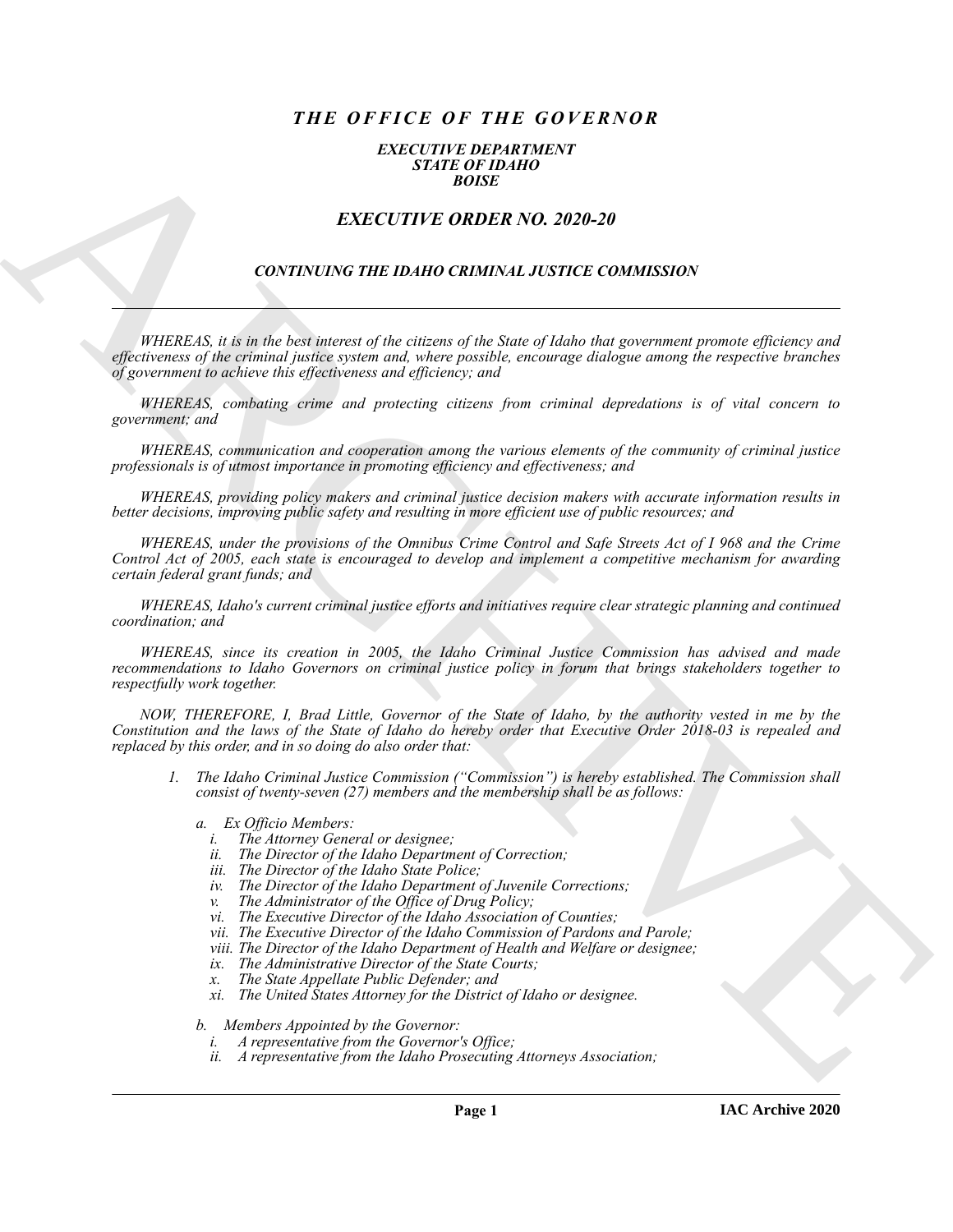# *THE OFFICE OF THE GOVERNOR*

### *EXECUTIVE DEPARTMENT*
### *STATE OF IDAHO*
### *BOISE*

## *EXECUTIVE ORDER NO. 2020-20*

### *CONTINUING THE IDAHO CRIMINAL JUSTICE COMMISSION*

---

*WHEREAS, it is in the best interest of the citizens of the State of Idaho that government promote efficiency and effectiveness of the criminal justice system and, where possible, encourage dialogue among the respective branches of government to achieve this effectiveness and efficiency; and*

*WHEREAS, combating crime and protecting citizens from criminal depredations is of vital concern to government; and*

*WHEREAS, communication and cooperation among the various elements of the community of criminal justice professionals is of utmost importance in promoting efficiency and effectiveness; and*

*WHEREAS, providing policy makers and criminal justice decision makers with accurate information results in better decisions, improving public safety and resulting in more efficient use of public resources; and*

*WHEREAS, under the provisions of the Omnibus Crime Control and Safe Streets Act of I 968 and the Crime Control Act of 2005, each state is encouraged to develop and implement a competitive mechanism for awarding certain federal grant funds; and*

*WHEREAS, Idaho's current criminal justice efforts and initiatives require clear strategic planning and continued coordination; and*

*WHEREAS, since its creation in 2005, the Idaho Criminal Justice Commission has advised and made recommendations to Idaho Governors on criminal justice policy in forum that brings stakeholders together to respectfully work together.*

*NOW, THEREFORE, I, Brad Little, Governor of the State of Idaho, by the authority vested in me by the Constitution and the laws of the State of Idaho do hereby order that Executive Order 2018-03 is repealed and replaced by this order, and in so doing do also order that:*

1. *The Idaho Criminal Justice Commission ("Commission") is hereby established. The Commission shall consist of twenty-seven (27) members and the membership shall be as follows:*

   a. *Ex Officio Members:*
      - i. *The Attorney General or designee;*
      - ii. *The Director of the Idaho Department of Correction;*
      - iii. *The Director of the Idaho State Police;*
      - iv. *The Director of the Idaho Department of Juvenile Corrections;*
      - v. *The Administrator of the Office of Drug Policy;*
      - vi. *The Executive Director of the Idaho Association of Counties;*
      - vii. *The Executive Director of the Idaho Commission of Pardons and Parole;*
      - viii. *The Director of the Idaho Department of Health and Welfare or designee;*
      - ix. *The Administrative Director of the State Courts;*
      - x. *The State Appellate Public Defender; and*
      - xi. *The United States Attorney for the District of Idaho or designee.*

   b. *Members Appointed by the Governor:*
      - i. *A representative from the Governor's Office;*
      - ii. *A representative from the Idaho Prosecuting Attorneys Association;*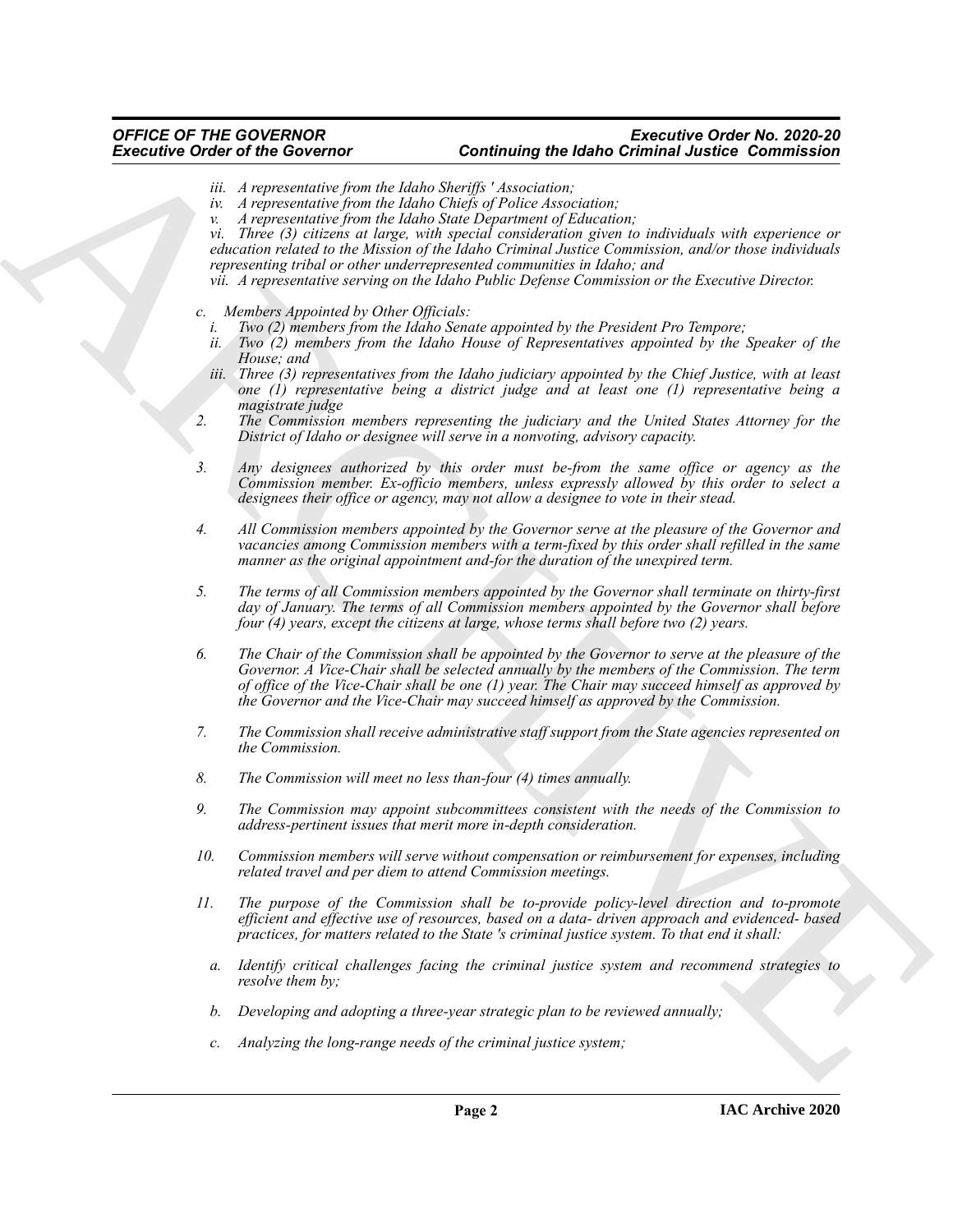*iii. A representative from the Idaho Sheriffs ' Association;*
*iv. A representative from the Idaho Chiefs of Police Association;*
*v. A representative from the Idaho State Department of Education;*
*vi. Three (3) citizens at large, with special consideration given to individuals with experience or education related to the Mission of the Idaho Criminal Justice Commission, and/or those individuals representing tribal or other underrepresented communities in Idaho; and*
*vii. A representative serving on the Idaho Public Defense Commission or the Executive Director.*

*c. Members Appointed by Other Officials:*
*i. Two (2) members from the Idaho Senate appointed by the President Pro Tempore;*
*ii. Two (2) members from the Idaho House of Representatives appointed by the Speaker of the House; and*
*iii. Three (3) representatives from the Idaho judiciary appointed by the Chief Justice, with at least one (1) representative being a district judge and at least one (1) representative being a magistrate judge*

*2. The Commission members representing the judiciary and the United States Attorney for the District of Idaho or designee will serve in a nonvoting, advisory capacity.*

*3. Any designees authorized by this order must be-from the same office or agency as the Commission member. Ex-officio members, unless expressly allowed by this order to select a designees their office or agency, may not allow a designee to vote in their stead.*

*4. All Commission members appointed by the Governor serve at the pleasure of the Governor and vacancies among Commission members with a term-fixed by this order shall refilled in the same manner as the original appointment and-for the duration of the unexpired term.*

*5. The terms of all Commission members appointed by the Governor shall terminate on thirty-first day of January. The terms of all Commission members appointed by the Governor shall before four (4) years, except the citizens at large, whose terms shall before two (2) years.*

*6. The Chair of the Commission shall be appointed by the Governor to serve at the pleasure of the Governor. A Vice-Chair shall be selected annually by the members of the Commission. The term of office of the Vice-Chair shall be one (1) year. The Chair may succeed himself as approved by the Governor and the Vice-Chair may succeed himself as approved by the Commission.*

*7. The Commission shall receive administrative staff support from the State agencies represented on the Commission.*

*8. The Commission will meet no less than-four (4) times annually.*

*9. The Commission may appoint subcommittees consistent with the needs of the Commission to address-pertinent issues that merit more in-depth consideration.*

*10. Commission members will serve without compensation or reimbursement for expenses, including related travel and per diem to attend Commission meetings.*

*11. The purpose of the Commission shall be to-provide policy-level direction and to-promote efficient and effective use of resources, based on a data- driven approach and evidenced- based practices, for matters related to the State 's criminal justice system. To that end it shall:*

*a. Identify critical challenges facing the criminal justice system and recommend strategies to resolve them by;*

*b. Developing and adopting a three-year strategic plan to be reviewed annually;*

*c. Analyzing the long-range needs of the criminal justice system;*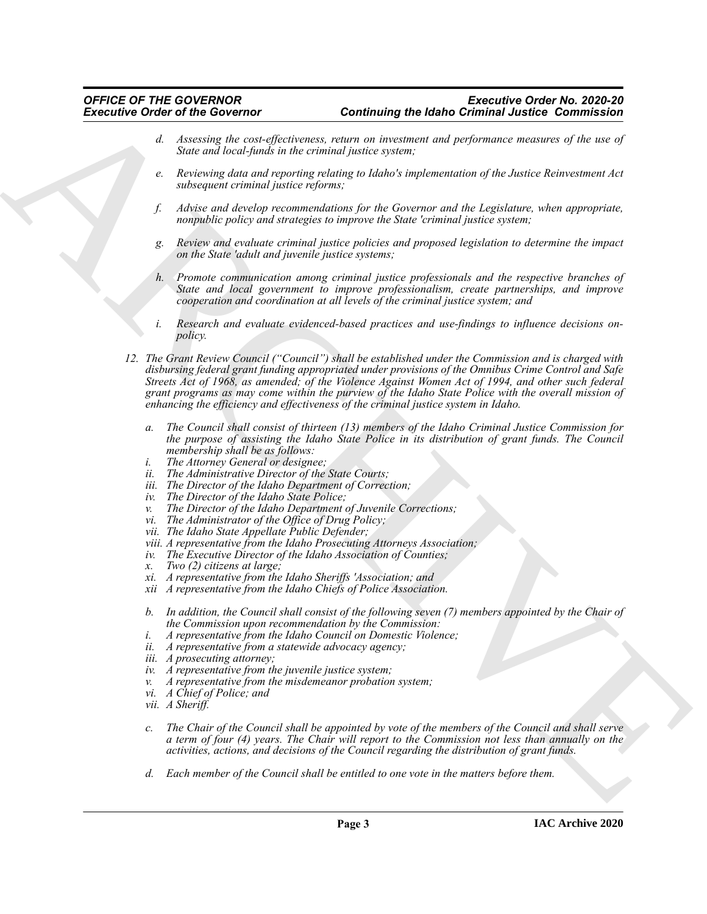*d. Assessing the cost-effectiveness, return on investment and performance measures of the use of State and local-funds in the criminal justice system;*

*e. Reviewing data and reporting relating to Idaho's implementation of the Justice Reinvestment Act subsequent criminal justice reforms;*

*f. Advise and develop recommendations for the Governor and the Legislature, when appropriate, nonpublic policy and strategies to improve the State 'criminal justice system;*

*g. Review and evaluate criminal justice policies and proposed legislation to determine the impact on the State 'adult and juvenile justice systems;*

*h. Promote communication among criminal justice professionals and the respective branches of State and local government to improve professionalism, create partnerships, and improve cooperation and coordination at all levels of the criminal justice system; and*

*i. Research and evaluate evidenced-based practices and use-findings to influence decisions on-policy.*

*12. The Grant Review Council ("Council") shall be established under the Commission and is charged with disbursing federal grant funding appropriated under provisions of the Omnibus Crime Control and Safe Streets Act of 1968, as amended; of the Violence Against Women Act of 1994, and other such federal grant programs as may come within the purview of the Idaho State Police with the overall mission of enhancing the efficiency and effectiveness of the criminal justice system in Idaho.*

*a. The Council shall consist of thirteen (13) members of the Idaho Criminal Justice Commission for the purpose of assisting the Idaho State Police in its distribution of grant funds. The Council membership shall be as follows:*

*i. The Attorney General or designee;*
*ii. The Administrative Director of the State Courts;*
*iii. The Director of the Idaho Department of Correction;*
*iv. The Director of the Idaho State Police;*
*v. The Director of the Idaho Department of Juvenile Corrections;*
*vi. The Administrator of the Office of Drug Policy;*
*vii. The Idaho State Appellate Public Defender;*
*viii. A representative from the Idaho Prosecuting Attorneys Association;*
*iv. The Executive Director of the Idaho Association of Counties;*
*x. Two (2) citizens at large;*
*xi. A representative from the Idaho Sheriffs 'Association; and*
*xii A representative from the Idaho Chiefs of Police Association.*

*b. In addition, the Council shall consist of the following seven (7) members appointed by the Chair of the Commission upon recommendation by the Commission:*

*i. A representative from the Idaho Council on Domestic Violence;*
*ii. A representative from a statewide advocacy agency;*
*iii. A prosecuting attorney;*
*iv. A representative from the juvenile justice system;*
*v. A representative from the misdemeanor probation system;*
*vi. A Chief of Police; and*
*vii. A Sheriff.*

*c. The Chair of the Council shall be appointed by vote of the members of the Council and shall serve a term of four (4) years. The Chair will report to the Commission not less than annually on the activities, actions, and decisions of the Council regarding the distribution of grant funds.*

*d. Each member of the Council shall be entitled to one vote in the matters before them.*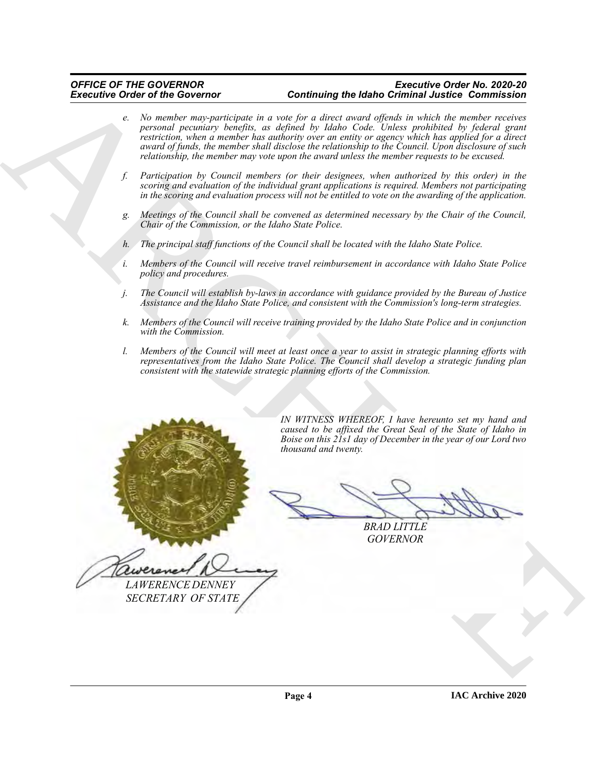- e. *No member may-participate in a vote for a direct award offends in which the member receives personal pecuniary benefits, as defined by Idaho Code. Unless prohibited by federal grant restriction, when a member has authority over an entity or agency which has applied for a direct award of funds, the member shall disclose the relationship to the Council. Upon disclosure of such relationship, the member may vote upon the award unless the member requests to be excused.*

- f. *Participation by Council members (or their designees, when authorized by this order) in the scoring and evaluation of the individual grant applications is required. Members not participating in the scoring and evaluation process will not be entitled to vote on the awarding of the application.*

- g. *Meetings of the Council shall be convened as determined necessary by the Chair of the Council, Chair of the Commission, or the Idaho State Police.*

- h. *The principal staff functions of the Council shall be located with the Idaho State Police.*

- i. *Members of the Council will receive travel reimbursement in accordance with Idaho State Police policy and procedures.*

- j. *The Council will establish by-laws in accordance with guidance provided by the Bureau of Justice Assistance and the Idaho State Police, and consistent with the Commission's long-term strategies.*

- k. *Members of the Council will receive training provided by the Idaho State Police and in conjunction with the Commission.*

- l. *Members of the Council will meet at least once a year to assist in strategic planning efforts with representatives from the Idaho State Police. The Council shall develop a strategic funding plan consistent with the statewide strategic planning efforts of the Commission.*

*IN WITNESS WHEREOF, I have hereunto set my hand and caused to be affixed the Great Seal of the State of Idaho in Boise on this 21s1 day of December in the year of our Lord two thousand and twenty.*

*BRAD LITTLE*
*GOVERNOR*

*LAWERENCE DENNEY*
*SECRETARY OF STATE*